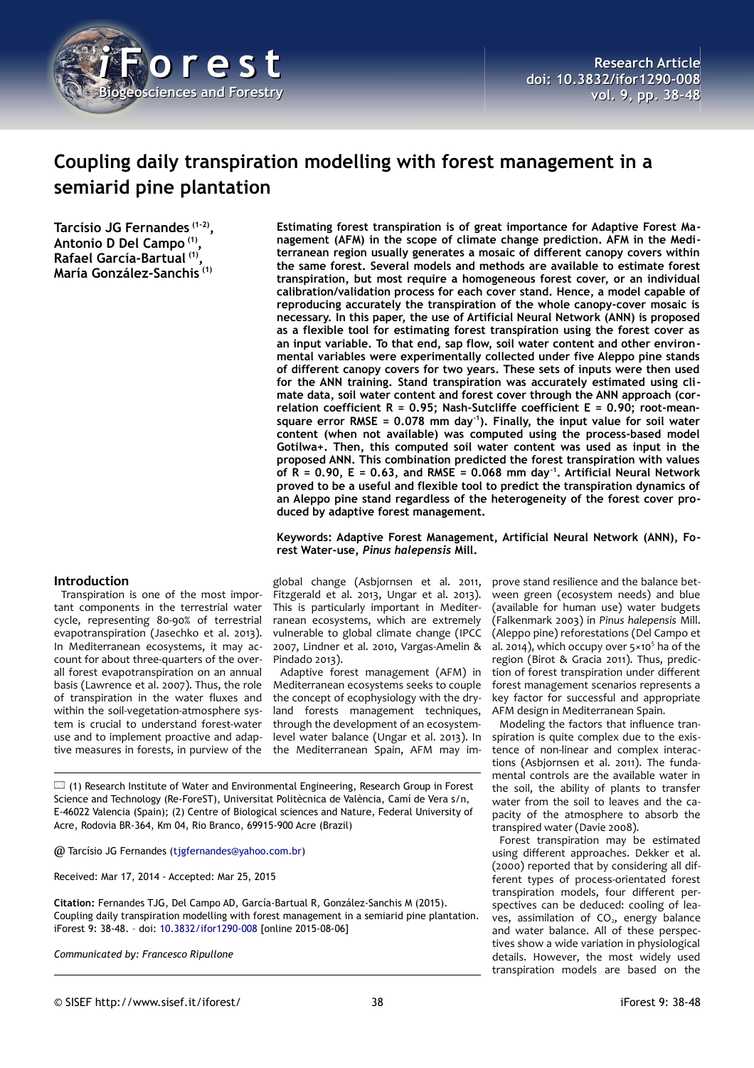# Coupling daily transpiration modelling with forest management in a semiarid pine plantation

**Tarcísio JG Fernandes [1-2], Antonio D Del Campo [1], Rafael García-Bartual [1], María González-Sanchis [1]**

**Estimating forest transpiration is of great importance for Adaptive Forest Management (AFM) in the scope of climate change prediction. AFM in the Mediterranean region usually generates a mosaic of different canopy covers within the same forest. Several models and methods are available to estimate forest transpiration, but most require a homogeneous forest cover, or an individual calibration/validation process for each cover stand. Hence, a model capable of reproducing accurately the transpiration of the whole canopy-cover mosaic is necessary. In this paper, the use of Artificial Neural Network (ANN) is proposed as a flexible tool for estimating forest transpiration using the forest cover as an input variable. To that end, sap flow, soil water content and other environmental variables were experimentally collected under five Aleppo pine stands of different canopy covers for two years. These sets of inputs were then used for the ANN training. Stand transpiration was accurately estimated using climate data, soil water content and forest cover through the ANN approach (correlation coefficient R = 0.95; Nash-Sutcliffe coefficient E = 0.90; root-mean-square error RMSE = 0.078 mm day$^{-1}$). Finally, the input value for soil water content (when not available) was computed using the process-based model Gotilwa+. Then, this computed soil water content was used as input in the proposed ANN. This combination predicted the forest transpiration with values of R = 0.90, E = 0.63, and RMSE = 0.068 mm day$^{-1}$. Artificial Neural Network proved to be a useful and flexible tool to predict the transpiration dynamics of an Aleppo pine stand regardless of the heterogeneity of the forest cover produced by adaptive forest management.**

**Keywords: Adaptive Forest Management, Artificial Neural Network (ANN), Forest Water-use, *Pinus halepensis* Mill.**

## Introduction

Transpiration is one of the most important components in the terrestrial water cycle, representing 80-90% of terrestrial evapotranspiration (Jasechko et al. 2013). In Mediterranean ecosystems, it may account for about three-quarters of the overall forest evapotranspiration on an annual basis (Lawrence et al. 2007). Thus, the role of transpiration in the water fluxes and within the soil-vegetation-atmosphere system is crucial to understand forest-water use and to implement proactive and adaptive measures in forests, in purview of the global change (Asbjornsen et al. 2011, Fitzgerald et al. 2013, Ungar et al. 2013). This is particularly important in Mediterranean ecosystems, which are extremely vulnerable to global climate change (IPCC 2007, Lindner et al. 2010, Vargas-Amelin & Pindado 2013).

Adaptive forest management (AFM) in Mediterranean ecosystems seeks to couple the concept of ecophysiology with the dryland forests management techniques, through the development of an ecosystem-level water balance (Ungar et al. 2013). In the Mediterranean Spain, AFM may improve stand resilience and the balance between green (ecosystem needs) and blue (available for human use) water budgets (Falkenmark 2003) in *Pinus halepensis* Mill. (Aleppo pine) reforestations (Del Campo et al. 2014), which occupy over 5×10$^5$ ha of the region (Birot & Gracia 2011). Thus, prediction of forest transpiration under different forest management scenarios represents a key factor for successful and appropriate AFM design in Mediterranean Spain.

Modeling the factors that influence transpiration is quite complex due to the existence of non-linear and complex interactions (Asbjornsen et al. 2011). The fundamental controls are the available water in the soil, the ability of plants to transfer water from the soil to leaves and the capacity of the atmosphere to absorb the transpired water (Davie 2008).

Forest transpiration may be estimated using different approaches. Dekker et al. (2000) reported that by considering all different types of process-orientated forest transpiration models, four different perspectives can be deduced: cooling of leaves, assimilation of $CO_2$, energy balance and water balance. All of these perspectives show a wide variation in physiological details. However, the most widely used transpiration models are based on the

(1) Research Institute of Water and Environmental Engineering, Research Group in Forest Science and Technology (Re-ForeST), Universitat Politècnica de València, Camí de Vera s/n, E-46022 Valencia (Spain); (2) Centre of Biological sciences and Nature, Federal University of Acre, Rodovia BR-364, Km 04, Rio Branco, 69915-900 Acre (Brazil)

@ Tarcísio JG Fernandes (tjgfernandes@yahoo.com.br)

Received: Mar 17, 2014 - Accepted: Mar 25, 2015

**Citation:** Fernandes TJG, Del Campo AD, García-Bartual R, González-Sanchis M (2015). Coupling daily transpiration modelling with forest management in a semiarid pine plantation. iForest 9: 38-48. – doi: 10.3832/ifor1290-008 [online 2015-08-06]

*Communicated by: Francesco Ripullone*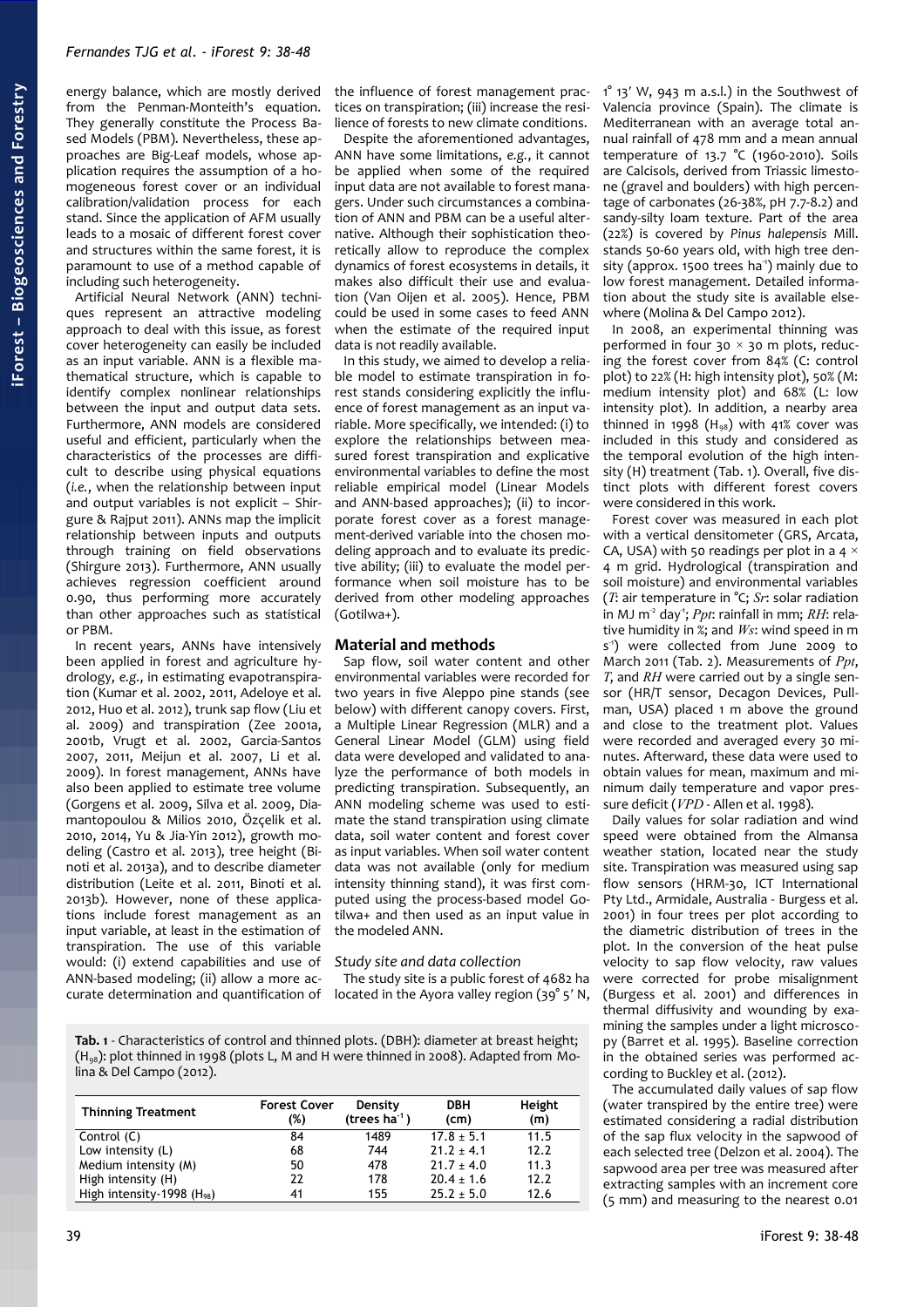energy balance, which are mostly derived from the Penman-Monteith's equation. They generally constitute the Process Based Models (PBM). Nevertheless, these approaches are Big-Leaf models, whose application requires the assumption of a homogeneous forest cover or an individual calibration/validation process for each stand. Since the application of AFM usually leads to a mosaic of different forest cover and structures within the same forest, it is paramount to use of a method capable of including such heterogeneity.

Artificial Neural Network (ANN) techniques represent an attractive modeling approach to deal with this issue, as forest cover heterogeneity can easily be included as an input variable. ANN is a flexible mathematical structure, which is capable to identify complex nonlinear relationships between the input and output data sets. Furthermore, ANN models are considered useful and efficient, particularly when the characteristics of the processes are difficult to describe using physical equations (*i.e.*, when the relationship between input and output variables is not explicit – Shirgure & Rajput 2011). ANNs map the implicit relationship between inputs and outputs through training on field observations (Shirgure 2013). Furthermore, ANN usually achieves regression coefficient around 0.90, thus performing more accurately than other approaches such as statistical or PBM.

In recent years, ANNs have intensively been applied in forest and agriculture hydrology, *e.g.*, in estimating evapotranspiration (Kumar et al. 2002, 2011, Adeloye et al. 2012, Huo et al. 2012), trunk sap flow (Liu et al. 2009) and transpiration (Zee 2001a, 2001b, Vrugt et al. 2002, Garcia-Santos 2007, 2011, Meijun et al. 2007, Li et al. 2009). In forest management, ANNs have also been applied to estimate tree volume (Gorgens et al. 2009, Silva et al. 2009, Diamantopoulou & Milios 2010, Özçelik et al. 2010, 2014, Yu & Jia-Yin 2012), growth modeling (Castro et al. 2013), tree height (Binoti et al. 2013a), and to describe diameter distribution (Leite et al. 2011, Binoti et al. 2013b). However, none of these applications include forest management as an input variable, at least in the estimation of transpiration. The use of this variable would: (i) extend capabilities and use of ANN-based modeling; (ii) allow a more accurate determination and quantification of the influence of forest management practices on transpiration; (iii) increase the resilience of forests to new climate conditions.

Despite the aforementioned advantages, ANN have some limitations, *e.g.*, it cannot be applied when some of the required input data are not available to forest managers. Under such circumstances a combination of ANN and PBM can be a useful alternative. Although their sophistication theoretically allow to reproduce the complex dynamics of forest ecosystems in details, it makes also difficult their use and evaluation (Van Oijen et al. 2005). Hence, PBM could be used in some cases to feed ANN when the estimate of the required input data is not readily available.

In this study, we aimed to develop a reliable model to estimate transpiration in forest stands considering explicitly the influence of forest management as an input variable. More specifically, we intended: (i) to explore the relationships between measured forest transpiration and explicative environmental variables to define the most reliable empirical model (Linear Models and ANN-based approaches); (ii) to incorporate forest cover as a forest management-derived variable into the chosen modeling approach and to evaluate its predictive ability; (iii) to evaluate the model performance when soil moisture has to be derived from other modeling approaches (Gotilwa+).

## Material and methods

Sap flow, soil water content and other environmental variables were recorded for two years in five Aleppo pine stands (see below) with different canopy covers. First, a Multiple Linear Regression (MLR) and a General Linear Model (GLM) using field data were developed and validated to analyze the performance of both models in predicting transpiration. Subsequently, an ANN modeling scheme was used to estimate the stand transpiration using climate data, soil water content and forest cover as input variables. When soil water content data was not available (only for medium intensity thinning stand), it was first computed using the process-based model Gotilwa+ and then used as an input value in the modeled ANN.

### *Study site and data collection*

The study site is a public forest of 4682 ha located in the Ayora valley region (39° 5′ N, 1° 13′ W, 943 m a.s.l.) in the Southwest of Valencia province (Spain). The climate is Mediterranean with an average total annual rainfall of 478 mm and a mean annual temperature of 13.7 °C (1960-2010). Soils are Calcisols, derived from Triassic limestone (gravel and boulders) with high percentage of carbonates (26-38%, pH 7.7-8.2) and sandy-silty loam texture. Part of the area (22%) is covered by *Pinus halepensis* Mill. stands 50-60 years old, with high tree density (approx. 1500 trees ha$^{-1}$) mainly due to low forest management. Detailed information about the study site is available elsewhere (Molina & Del Campo 2012).

In 2008, an experimental thinning was performed in four 30 × 30 m plots, reducing the forest cover from 84% (C: control plot) to 22% (H: high intensity plot), 50% (M: medium intensity plot) and 68% (L: low intensity plot). In addition, a nearby area thinned in 1998 ($H_{98}$) with 41% cover was included in this study and considered as the temporal evolution of the high intensity (H) treatment (Tab. 1). Overall, five distinct plots with different forest covers were considered in this work.

Forest cover was measured in each plot with a vertical densitometer (GRS, Arcata, CA, USA) with 50 readings per plot in a 4 × 4 m grid. Hydrological (transpiration and soil moisture) and environmental variables (*T*: air temperature in °C; *Sr*: solar radiation in MJ m$^{-2}$ day$^{-1}$; *Ppt*: rainfall in mm; *RH*: relative humidity in %; and *Ws*: wind speed in m s$^{-1}$) were collected from June 2009 to March 2011 (Tab. 2). Measurements of *Ppt*, *T*, and *RH* were carried out by a single sensor (HR/T sensor, Decagon Devices, Pullman, USA) placed 1 m above the ground and close to the treatment plot. Values were recorded and averaged every 30 minutes. Afterward, these data were used to obtain values for mean, maximum and minimum daily temperature and vapor pressure deficit (*VPD* - Allen et al. 1998).

Daily values for solar radiation and wind speed were obtained from the Almansa weather station, located near the study site. Transpiration was measured using sap flow sensors (HRM-30, ICT International Pty Ltd., Armidale, Australia - Burgess et al. 2001) in four trees per plot according to the diametric distribution of trees in the plot. In the conversion of the heat pulse velocity to sap flow velocity, raw values were corrected for probe misalignment (Burgess et al. 2001) and differences in thermal diffusivity and wounding by examining the samples under a light microscopy (Barret et al. 1995). Baseline correction in the obtained series was performed according to Buckley et al. (2012).

The accumulated daily values of sap flow (water transpired by the entire tree) were estimated considering a radial distribution of the sap flux velocity in the sapwood of each selected tree (Delzon et al. 2004). The sapwood area per tree was measured after extracting samples with an increment core (5 mm) and measuring to the nearest 0.01

**Tab. 1** - Characteristics of control and thinned plots. (DBH): diameter at breast height; ($H_{98}$): plot thinned in 1998 (plots L, M and H were thinned in 2008). Adapted from Molina & Del Campo (2012).

| Thinning Treatment | Forest Cover (%) | Density (trees ha$^{-1}$) | DBH (cm) | Height (m) |
|---|---|---|---|---|
| Control (C) | 84 | 1489 | 17.8 ± 5.1 | 11.5 |
| Low intensity (L) | 68 | 744 | 21.2 ± 4.1 | 12.2 |
| Medium intensity (M) | 50 | 478 | 21.7 ± 4.0 | 11.3 |
| High intensity (H) | 22 | 178 | 20.4 ± 1.6 | 12.2 |
| High intensity-1998 ($H_{98}$) | 41 | 155 | 25.2 ± 5.0 | 12.6 |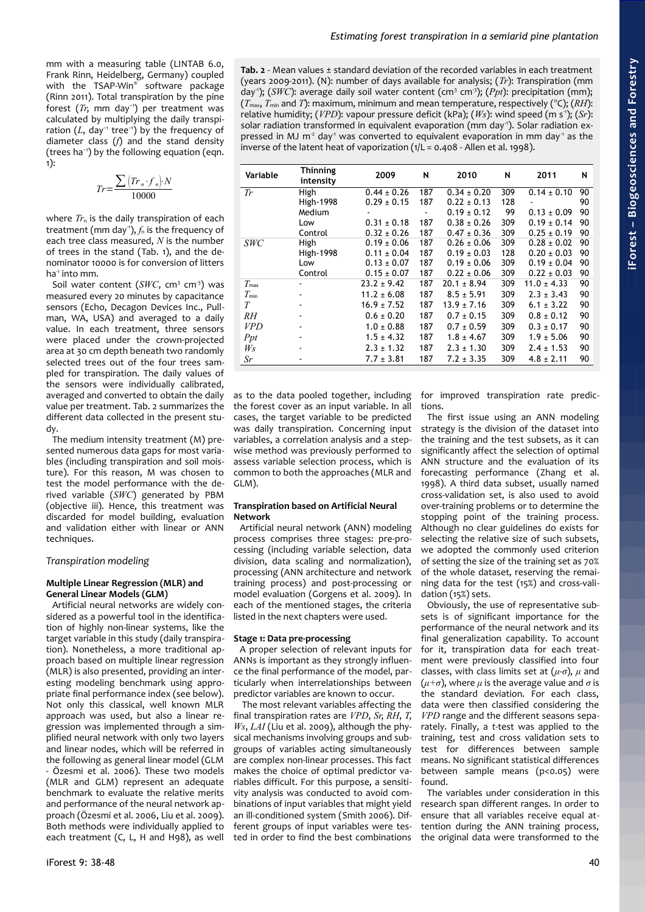mm with a measuring table (LINTAB 6.0, Frank Rinn, Heidelberg, Germany) coupled with the TSAP-Win® software package (Rinn 2011). Total transpiration by the pine forest ($Tr$, mm day$^{-1}$) per treatment was calculated by multiplying the daily transpiration ($L$, day$^{-1}$ tree$^{-1}$) by the frequency of diameter class ($f$) and the stand density (trees ha$^{-1}$) by the following equation (eqn. 1):

$$Tr = \frac{\sum (Tr_n \cdot f_n) \cdot N}{10000}$$

where $Tr_n$ is the daily transpiration of each treatment (mm day$^{-1}$), $f_n$ is the frequency of each tree class measured, $N$ is the number of trees in the stand (Tab. 1), and the denominator 10000 is for conversion of litters ha$^{-1}$ into mm.

Soil water content ($SWC$, cm$^3$ cm$^{-3}$) was measured every 20 minutes by capacitance sensors (Echo, Decagon Devices Inc., Pullman, WA, USA) and averaged to a daily value. In each treatment, three sensors were placed under the crown-projected area at 30 cm depth beneath two randomly selected trees out of the four trees sampled for transpiration. The daily values of the sensors were individually calibrated, averaged and converted to obtain the daily value per treatment. Tab. 2 summarizes the different data collected in the present study.

The medium intensity treatment (M) presented numerous data gaps for most variables (including transpiration and soil moisture). For this reason, M was chosen to test the model performance with the derived variable ($SWC$) generated by PBM (objective iii). Hence, this treatment was discarded for model building, evaluation and validation either with linear or ANN techniques.

**Tab. 2** - Mean values ± standard deviation of the recorded variables in each treatment (years 2009-2011). (N): number of days available for analysis; ($Tr$): Transpiration (mm day$^{-1}$); ($SWC$): average daily soil water content (cm$^3$ cm$^{-3}$); ($Ppt$): precipitation (mm); ($T_{max}$, $T_{min}$ and $T$): maximum, minimum and mean temperature, respectively (°C); ($RH$): relative humidity; ($VPD$): vapour pressure deficit (kPa); ($Ws$): wind speed (m s$^{-1}$); ($Sr$): solar radiation transformed in equivalent evaporation (mm day$^{-1}$). Solar radiation expressed in MJ m$^{-2}$ day$^{-1}$ was converted to equivalent evaporation in mm day$^{-1}$ as the inverse of the latent heat of vaporization (1/L = 0.408 - Allen et al. 1998).

| Variable | Thinning intensity | 2009 | N | 2010 | N | 2011 | N |
|---|---|---|---|---|---|---|---|
| $Tr$ | High | 0.44 ± 0.26 | 187 | 0.34 ± 0.20 | 309 | 0.14 ± 0.10 | 90 |
| | High-1998 | 0.29 ± 0.15 | 187 | 0.22 ± 0.13 | 128 | - | 90 |
| | Medium | - | - | 0.19 ± 0.12 | 99 | 0.13 ± 0.09 | 90 |
| | Low | 0.31 ± 0.18 | 187 | 0.38 ± 0.26 | 309 | 0.19 ± 0.14 | 90 |
| | Control | 0.32 ± 0.26 | 187 | 0.47 ± 0.36 | 309 | 0.25 ± 0.19 | 90 |
| $SWC$ | High | 0.19 ± 0.06 | 187 | 0.26 ± 0.06 | 309 | 0.28 ± 0.02 | 90 |
| | High-1998 | 0.11 ± 0.04 | 187 | 0.19 ± 0.03 | 128 | 0.20 ± 0.03 | 90 |
| | Low | 0.13 ± 0.07 | 187 | 0.19 ± 0.06 | 309 | 0.19 ± 0.04 | 90 |
| | Control | 0.15 ± 0.07 | 187 | 0.22 ± 0.06 | 309 | 0.22 ± 0.03 | 90 |
| $T_{max}$ | - | 23.2 ± 9.42 | 187 | 20.1 ± 8.94 | 309 | 11.0 ± 4.33 | 90 |
| $T_{min}$ | - | 11.2 ± 6.08 | 187 | 8.5 ± 5.91 | 309 | 2.3 ± 3.43 | 90 |
| $T$ | - | 16.9 ± 7.52 | 187 | 13.9 ± 7.16 | 309 | 6.1 ± 3.22 | 90 |
| $RH$ | - | 0.6 ± 0.20 | 187 | 0.7 ± 0.15 | 309 | 0.8 ± 0.12 | 90 |
| $VPD$ | - | 1.0 ± 0.88 | 187 | 0.7 ± 0.59 | 309 | 0.3 ± 0.17 | 90 |
| $Ppt$ | - | 1.5 ± 4.32 | 187 | 1.8 ± 4.67 | 309 | 1.9 ± 5.06 | 90 |
| $Ws$ | - | 2.3 ± 1.32 | 187 | 2.3 ± 1.30 | 309 | 2.4 ± 1.53 | 90 |
| $Sr$ | - | 7.7 ± 3.81 | 187 | 7.2 ± 3.35 | 309 | 4.8 ± 2.11 | 90 |

## *Transpiration modeling*

### Multiple Linear Regression (MLR) and General Linear Models (GLM)

Artificial neural networks are widely considered as a powerful tool in the identification of highly non-linear systems, like the target variable in this study (daily transpiration). Nonetheless, a more traditional approach based on multiple linear regression (MLR) is also presented, providing an interesting modeling benchmark using appropriate final performance index (see below). Not only this classical, well known MLR approach was used, but also a linear regression was implemented through a simplified neural network with only two layers and linear nodes, which will be referred in the following as general linear model (GLM - Özesmi et al. 2006). These two models (MLR and GLM) represent an adequate benchmark to evaluate the relative merits and performance of the neural network approach (Özesmi et al. 2006, Liu et al. 2009). Both methods were individually applied to each treatment (C, L, H and H98), as well as to the data pooled together, including the forest cover as an input variable. In all cases, the target variable to be predicted was daily transpiration. Concerning input variables, a correlation analysis and a stepwise method was previously performed to assess variable selection process, which is common to both the approaches (MLR and GLM).

### Transpiration based on Artificial Neural Network

Artificial neural network (ANN) modeling process comprises three stages: pre-processing (including variable selection, data division, data scaling and normalization), processing (ANN architecture and network training process) and post-processing or model evaluation (Gorgens et al. 2009). In each of the mentioned stages, the criteria listed in the next chapters were used.

#### Stage 1: Data pre-processing

A proper selection of relevant inputs for ANNs is important as they strongly influence the final performance of the model, particularly when interrelationships between predictor variables are known to occur.

The most relevant variables affecting the final transpiration rates are $VPD$, $Sr$, $RH$, $T$, $Ws$, $LAI$ (Liu et al. 2009), although the physical mechanisms involving groups and subgroups of variables acting simultaneously are complex non-linear processes. This fact makes the choice of optimal predictor variables difficult. For this purpose, a sensitivity analysis was conducted to avoid combinations of input variables that might yield an ill-conditioned system (Smith 2006). Different groups of input variables were tested in order to find the best combinations for improved transpiration rate predictions.

The first issue using an ANN modeling strategy is the division of the dataset into the training and the test subsets, as it can significantly affect the selection of optimal ANN structure and the evaluation of its forecasting performance (Zhang et al. 1998). A third data subset, usually named cross-validation set, is also used to avoid over-training problems or to determine the stopping point of the training process. Although no clear guidelines do exists for selecting the relative size of such subsets, we adopted the commonly used criterion of setting the size of the training set as 70% of the whole dataset, reserving the remaining data for the test (15%) and cross-validation (15%) sets.

Obviously, the use of representative subsets is of significant importance for the performance of the neural network and its final generalization capability. To account for it, transpiration data for each treatment were previously classified into four classes, with class limits set at ($\mu$-$\sigma$), $\mu$ and ($\mu$+$\sigma$), where $\mu$ is the average value and $\sigma$ is the standard deviation. For each class, data were then classified considering the $VPD$ range and the different seasons separately. Finally, a t-test was applied to the training, test and cross validation sets to test for differences between sample means. No significant statistical differences between sample means ($p<0.05$) were found.

The variables under consideration in this research span different ranges. In order to ensure that all variables receive equal attention during the ANN training process, the original data were transformed to the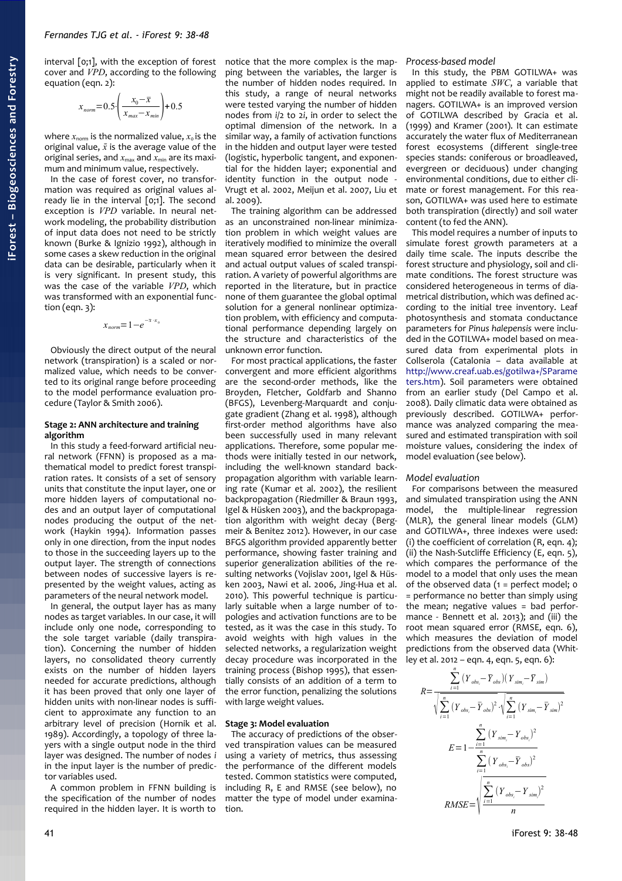interval [0;1], with the exception of forest cover and *VPD*, according to the following equation (eqn. 2):

$$x_{norm} = 0.5 \cdot \left( \frac{x_0 - \bar{x}}{x_{max} - x_{min}} \right) + 0.5$$

where $x_{norm}$ is the normalized value, $x_0$ is the original value, $\bar{x}$ is the average value of the original series, and $x_{max}$ and $x_{min}$ are its maximum and minimum value, respectively.

In the case of forest cover, no transformation was required as original values already lie in the interval [0;1]. The second exception is *VPD* variable. In neural network modeling, the probability distribution of input data does not need to be strictly known (Burke & Ignizio 1992), although in some cases a skew reduction in the original data can be desirable, particularly when it is very significant. In present study, this was the case of the variable *VPD*, which was transformed with an exponential function (eqn. 3):

$$x_{norm} = 1 - e^{-\bar{x} \cdot x_0}$$

Obviously the direct output of the neural network (transpiration) is a scaled or normalized value, which needs to be converted to its original range before proceeding to the model performance evaluation procedure (Taylor & Smith 2006).

#### Stage 2: ANN architecture and training algorithm

In this study a feed-forward artificial neural network (FFNN) is proposed as a mathematical model to predict forest transpiration rates. It consists of a set of sensory units that constitute the input layer, one or more hidden layers of computational nodes and an output layer of computational nodes producing the output of the network (Haykin 1994). Information passes only in one direction, from the input nodes to those in the succeeding layers up to the output layer. The strength of connections between nodes of successive layers is represented by the weight values, acting as parameters of the neural network model.

In general, the output layer has as many nodes as target variables. In our case, it will include only one node, corresponding to the sole target variable (daily transpiration). Concerning the number of hidden layers, no consolidated theory currently exists on the number of hidden layers needed for accurate predictions, although it has been proved that only one layer of hidden units with non-linear nodes is sufficient to approximate any function to an arbitrary level of precision (Hornik et al. 1989). Accordingly, a topology of three layers with a single output node in the third layer was designed. The number of nodes *i* in the input layer is the number of predictor variables used.

A common problem in FFNN building is the specification of the number of nodes required in the hidden layer. It is worth to notice that the more complex is the mapping between the variables, the larger is the number of hidden nodes required. In this study, a range of neural networks were tested varying the number of hidden nodes from *i*/2 to 2*i*, in order to select the optimal dimension of the network. In a similar way, a family of activation functions in the hidden and output layer were tested (logistic, hyperbolic tangent, and exponential for the hidden layer; exponential and identity function in the output node - Vrugt et al. 2002, Meijun et al. 2007, Liu et al. 2009).

The training algorithm can be addressed as an unconstrained non-linear minimization problem in which weight values are iteratively modified to minimize the overall mean squared error between the desired and actual output values of scaled transpiration. A variety of powerful algorithms are reported in the literature, but in practice none of them guarantee the global optimal solution for a general nonlinear optimization problem, with efficiency and computational performance depending largely on the structure and characteristics of the unknown error function.

For most practical applications, the faster convergent and more efficient algorithms are the second-order methods, like the Broyden, Fletcher, Goldfarb and Shanno (BFGS), Levenberg-Marquardt and conjugate gradient (Zhang et al. 1998), although first-order method algorithms have also been successfully used in many relevant applications. Therefore, some popular methods were initially tested in our network, including the well-known standard backpropagation algorithm with variable learning rate (Kumar et al. 2002), the resilient backpropagation (Riedmiller & Braun 1993, Igel & Hüsken 2003), and the backpropagation algorithm with weight decay (Bergmeir & Benitez 2012). However, in our case BFGS algorithm provided apparently better performance, showing faster training and superior generalization abilities of the resulting networks (Vojislav 2001, Igel & Hüsken 2003, Nawi et al. 2006, Jing-Hua et al. 2010). This powerful technique is particularly suitable when a large number of topologies and activation functions are to be tested, as it was the case in this study. To avoid weights with high values in the selected networks, a regularization weight decay procedure was incorporated in the training process (Bishop 1995), that essentially consists of an addition of a term to the error function, penalizing the solutions with large weight values.

#### Stage 3: Model evaluation

The accuracy of predictions of the observed transpiration values can be measured using a variety of metrics, thus assessing the performance of the different models tested. Common statistics were computed, including R, E and RMSE (see below), no matter the type of model under examination.

#### Process-based model

In this study, the PBM GOTILWA+ was applied to estimate *SWC*, a variable that might not be readily available to forest managers. GOTILWA+ is an improved version of GOTILWA described by Gracia et al. (1999) and Kramer (2001). It can estimate accurately the water flux of Mediterranean forest ecosystems (different single-tree species stands: coniferous or broadleaved, evergreen or deciduous) under changing environmental conditions, due to either climate or forest management. For this reason, GOTILWA+ was used here to estimate both transpiration (directly) and soil water content (to fed the ANN).

This model requires a number of inputs to simulate forest growth parameters at a daily time scale. The inputs describe the forest structure and physiology, soil and climate conditions. The forest structure was considered heterogeneous in terms of diametrical distribution, which was defined according to the initial tree inventory. Leaf photosynthesis and stomata conductance parameters for *Pinus halepensis* were included in the GOTILWA+ model based on measured data from experimental plots in Collserola (Catalonia – data available at http://www.creaf.uab.es/gotilwa+/SParameters.htm). Soil parameters were obtained from an earlier study (Del Campo et al. 2008). Daily climatic data were obtained as previously described. GOTILWA+ performance was analyzed comparing the measured and estimated transpiration with soil moisture values, considering the index of model evaluation (see below).

#### Model evaluation

For comparisons between the measured and simulated transpiration using the ANN model, the multiple-linear regression (MLR), the general linear models (GLM) and GOTILWA+, three indexes were used: (i) the coefficient of correlation (R, eqn. 4); (ii) the Nash-Sutcliffe Efficiency (E, eqn. 5), which compares the performance of the model to a model that only uses the mean of the observed data (1 = perfect model; 0 = performance no better than simply using the mean; negative values = bad performance - Bennett et al. 2013); and (iii) the root mean squared error (RMSE, eqn. 6), which measures the deviation of model predictions from the observed data (Whitley et al. 2012 – eqn. 4, eqn. 5, eqn. 6):

$$R = \frac{\sum_{i=1}^{n} (Y_{obs_i} - \bar{Y}_{obs})(Y_{sim_i} - \bar{Y}_{sim})}{\sqrt{\sum_{i=1}^{n} (Y_{obs_i} - \bar{Y}_{obs})^2} \cdot \sqrt{\sum_{i=1}^{n} (Y_{sim_i} - \bar{Y}_{sim})^2}}$$

$$E = 1 - \frac{\sum_{i=1}^{n} (Y_{sim_i} - Y_{obs_i})^2}{\sum_{i=1}^{n} (Y_{obs_i} - \bar{Y}_{obs})^2}$$

$$RMSE = \sqrt{\frac{\sum_{i=1}^{n} (Y_{obs_i} - Y_{sim_i})^2}{n}}$$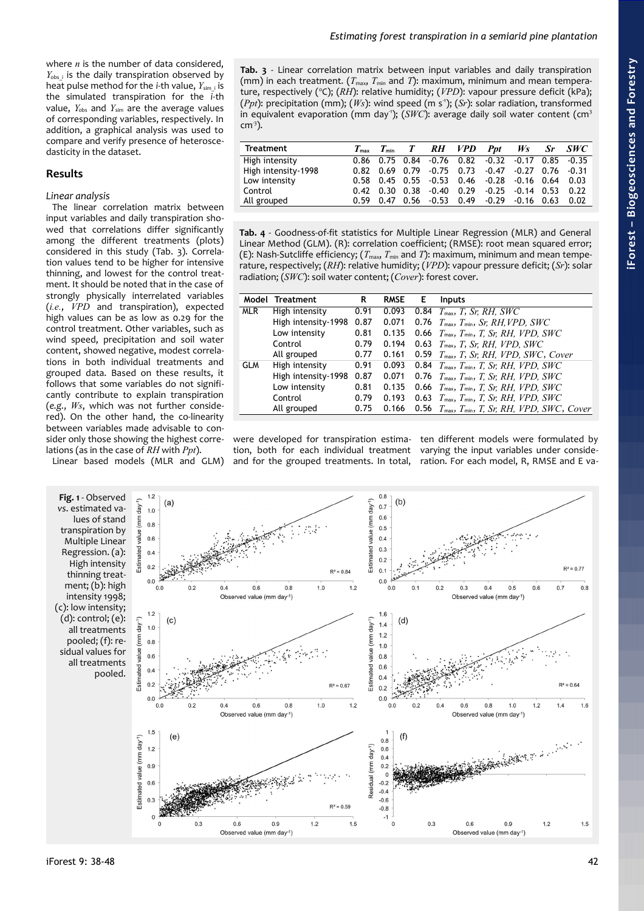where $n$ is the number of data considered, $Y_{obs\_i}$ is the daily transpiration observed by heat pulse method for the $i$-th value, $Y_{sim\_i}$ is the simulated transpiration for the $i$-th value, $Y_{obs}$ and $Y_{sim}$ are the average values of corresponding variables, respectively. In addition, a graphical analysis was used to compare and verify presence of heteroscedasticity in the dataset.

## Results

### Linear analysis

The linear correlation matrix between input variables and daily transpiration showed that correlations differ significantly among the different treatments (plots) considered in this study (Tab. 3). Correlation values tend to be higher for intensive thinning, and lowest for the control treatment. It should be noted that in the case of strongly physically interrelated variables (*i.e.*, *VPD* and transpiration), expected high values can be as low as 0.29 for the control treatment. Other variables, such as wind speed, precipitation and soil water content, showed negative, modest correlations in both individual treatments and grouped data. Based on these results, it follows that some variables do not significantly contribute to explain transpiration (*e.g.*, *Ws*, which was not further considered). On the other hand, the co-linearity between variables made advisable to consider only those showing the highest correlations (as in the case of *RH* with *Ppt*).

Linear based models (MLR and GLM) were developed for transpiration estimation, both for each individual treatment and for the grouped treatments. In total, ten different models were formulated by varying the input variables under consideration. For each model, R, RMSE and E va-

Tab. 3 - Linear correlation matrix between input variables and daily transpiration (mm) in each treatment. ($T_{max}$, $T_{min}$ and $T$): maximum, minimum and mean temperature, respectively (°C); ($RH$): relative humidity; ($VPD$): vapour pressure deficit (kPa); ($Ppt$): precipitation (mm); ($Ws$): wind speed (m s$^{-1}$); ($Sr$): solar radiation, transformed in equivalent evaporation (mm day$^{-1}$); ($SWC$): average daily soil water content (cm$^3$ cm$^{-3}$).

| Treatment | $T_{max}$ | $T_{min}$ | $T$ | $RH$ | $VPD$ | $Ppt$ | $Ws$ | $Sr$ | $SWC$ |
|---|---|---|---|---|---|---|---|---|---|
| High intensity | 0.86 | 0.75 | 0.84 | -0.76 | 0.82 | -0.32 | -0.17 | 0.85 | -0.35 |
| High intensity-1998 | 0.82 | 0.69 | 0.79 | -0.75 | 0.73 | -0.47 | -0.27 | 0.76 | -0.31 |
| Low intensity | 0.58 | 0.45 | 0.55 | -0.53 | 0.46 | -0.28 | -0.16 | 0.64 | 0.03 |
| Control | 0.42 | 0.30 | 0.38 | -0.40 | 0.29 | -0.25 | -0.14 | 0.53 | 0.22 |
| All grouped | 0.59 | 0.47 | 0.56 | -0.53 | 0.49 | -0.29 | -0.16 | 0.63 | 0.02 |

Tab. 4 - Goodness-of-fit statistics for Multiple Linear Regression (MLR) and General Linear Method (GLM). (R): correlation coefficient; (RMSE): root mean squared error; (E): Nash-Sutcliffe efficiency; ($T_{max}$, $T_{min}$ and $T$): maximum, minimum and mean temperature, respectively; ($RH$): relative humidity; ($VPD$): vapour pressure deficit; ($Sr$): solar radiation; ($SWC$): soil water content; ($Cover$): forest cover.

| Model | Treatment | R | RMSE | E | Inputs |
|---|---|---|---|---|---|
| MLR | High intensity | 0.91 | 0.093 | 0.84 | $T_{max}$, $T$, $Sr$, $RH$, $SWC$ |
| | High intensity-1998 | 0.87 | 0.071 | 0.76 | $T_{max}$, $T_{min}$, $Sr$, $RH$, $VPD$, $SWC$ |
| | Low intensity | 0.81 | 0.135 | 0.66 | $T_{max}$, $T_{min}$, $T$, $Sr$, $RH$, $VPD$, $SWC$ |
| | Control | 0.79 | 0.194 | 0.63 | $T_{max}$, $T$, $Sr$, $RH$, $VPD$, $SWC$ |
| | All grouped | 0.77 | 0.161 | 0.59 | $T_{max}$, $T$, $Sr$, $RH$, $VPD$, $SWC$, $Cover$ |
| GLM | High intensity | 0.91 | 0.093 | 0.84 | $T_{max}$, $T_{min}$, $T$, $Sr$, $RH$, $VPD$, $SWC$ |
| | High intensity-1998 | 0.87 | 0.071 | 0.76 | $T_{max}$, $T_{min}$, $T$, $Sr$, $RH$, $VPD$, $SWC$ |
| | Low intensity | 0.81 | 0.135 | 0.66 | $T_{max}$, $T_{min}$, $T$, $Sr$, $RH$, $VPD$, $SWC$ |
| | Control | 0.79 | 0.193 | 0.63 | $T_{max}$, $T_{min}$, $T$, $Sr$, $RH$, $VPD$, $SWC$ |
| | All grouped | 0.75 | 0.166 | 0.56 | $T_{max}$, $T_{min}$, $T$, $Sr$, $RH$, $VPD$, $SWC$, $Cover$ |

Fig. 1 - Observed *vs.* estimated values of stand transpiration by Multiple Linear Regression. (a): High intensity thinning treatment; (b): high intensity 1998; (c): low intensity; (d): control; (e): all treatments pooled; (f): residual values for all treatments pooled.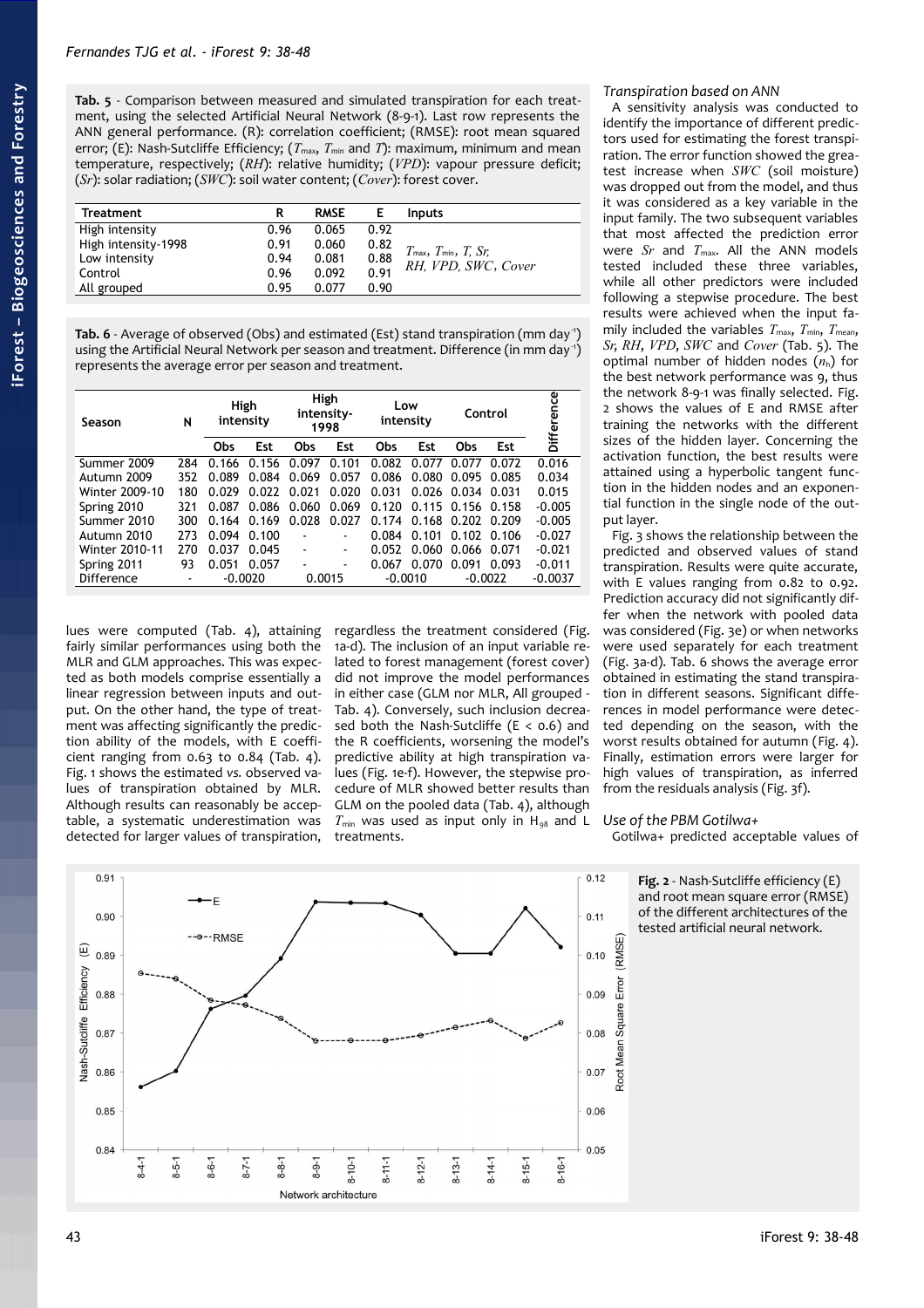**Tab. 5** - Comparison between measured and simulated transpiration for each treatment, using the selected Artificial Neural Network (8-9-1). Last row represents the ANN general performance. (R): correlation coefficient; (RMSE): root mean squared error; (E): Nash-Sutcliffe Efficiency; ($T_{max}$, $T_{min}$ and $T$): maximum, minimum and mean temperature, respectively; (*RH*): relative humidity; (*VPD*): vapour pressure deficit; (*Sr*): solar radiation; (*SWC*): soil water content; (*Cover*): forest cover.

| Treatment | R | RMSE | E | Inputs |
|---|---|---|---|---|
| High intensity | 0.96 | 0.065 | 0.92 | $T_{max}$, $T_{min}$, $T$, *Sr*, *RH*, *VPD*, *SWC*, *Cover* |
| High intensity-1998 | 0.91 | 0.060 | 0.82 | |
| Low intensity | 0.94 | 0.081 | 0.88 | |
| Control | 0.96 | 0.092 | 0.91 | |
| All grouped | 0.95 | 0.077 | 0.90 | |

**Tab. 6** - Average of observed (Obs) and estimated (Est) stand transpiration (mm day$^{-1}$) using the Artificial Neural Network per season and treatment. Difference (in mm day$^{-1}$) represents the average error per season and treatment.

| Season | N | High intensity | | High intensity-1998 | | Low intensity | | Control | | Difference |
|---|---|---|---|---|---|---|---|---|---|---|
| | | Obs | Est | Obs | Est | Obs | Est | Obs | Est | |
| Summer 2009 | 284 | 0.166 | 0.156 | 0.097 | 0.101 | 0.082 | 0.077 | 0.077 | 0.072 | 0.016 |
| Autumn 2009 | 352 | 0.089 | 0.084 | 0.069 | 0.057 | 0.086 | 0.080 | 0.095 | 0.085 | 0.034 |
| Winter 2009-10 | 180 | 0.029 | 0.022 | 0.021 | 0.020 | 0.031 | 0.026 | 0.034 | 0.031 | 0.015 |
| Spring 2010 | 321 | 0.087 | 0.086 | 0.060 | 0.069 | 0.120 | 0.115 | 0.156 | 0.158 | -0.005 |
| Summer 2010 | 300 | 0.164 | 0.169 | 0.028 | 0.027 | 0.174 | 0.168 | 0.202 | 0.209 | -0.005 |
| Autumn 2010 | 273 | 0.094 | 0.100 | - | - | 0.084 | 0.101 | 0.102 | 0.106 | -0.027 |
| Winter 2010-11 | 270 | 0.037 | 0.045 | - | - | 0.052 | 0.060 | 0.066 | 0.071 | -0.021 |
| Spring 2011 | 93 | 0.051 | 0.057 | - | - | 0.067 | 0.070 | 0.091 | 0.093 | -0.011 |
| Difference | - | -0.0020 | | 0.0015 | | -0.0010 | | -0.0022 | | -0.0037 |

lues were computed (Tab. 4), attaining fairly similar performances using both the MLR and GLM approaches. This was expected as both models comprise essentially a linear regression between inputs and output. On the other hand, the type of treatment was affecting significantly the prediction ability of the models, with E coefficient ranging from 0.63 to 0.84 (Tab. 4). Fig. 1 shows the estimated *vs.* observed values of transpiration obtained by MLR. Although results can reasonably be acceptable, a systematic underestimation was detected for larger values of transpiration, regardless the treatment considered (Fig. 1a-d). The inclusion of an input variable related to forest management (forest cover) did not improve the model performances in either case (GLM nor MLR, All grouped - Tab. 4). Conversely, such inclusion decreased both the Nash-Sutcliffe (E < 0.6) and the R coefficients, worsening the model's predictive ability at high transpiration values (Fig. 1e-f). However, the stepwise procedure of MLR showed better results than GLM on the pooled data (Tab. 4), although $T_{min}$ was used as input only in $H_{98}$ and L treatments.

### Transpiration based on ANN

A sensitivity analysis was conducted to identify the importance of different predictors used for estimating the forest transpiration. The error function showed the greatest increase when *SWC* (soil moisture) was dropped out from the model, and thus it was considered as a key variable in the input family. The two subsequent variables that most affected the prediction error were *Sr* and $T_{max}$. All the ANN models tested included these three variables, while all other predictors were included following a stepwise procedure. The best results were achieved when the input family included the variables $T_{max}$, $T_{min}$, $T_{mean}$, *Sr*, *RH*, *VPD*, *SWC* and *Cover* (Tab. 5). The optimal number of hidden nodes ($n_h$) for the best network performance was 9, thus the network 8-9-1 was finally selected. Fig. 2 shows the values of E and RMSE after training the networks with the different sizes of the hidden layer. Concerning the activation function, the best results were attained using a hyperbolic tangent function in the hidden nodes and an exponential function in the single node of the output layer.

Fig. 3 shows the relationship between the predicted and observed values of stand transpiration. Results were quite accurate, with E values ranging from 0.82 to 0.92. Prediction accuracy did not significantly differ when the network with pooled data was considered (Fig. 3e) or when networks were used separately for each treatment (Fig. 3a-d). Tab. 6 shows the average error obtained in estimating the stand transpiration in different seasons. Significant differences in model performance were detected depending on the season, with the worst results obtained for autumn (Fig. 4). Finally, estimation errors were larger for high values of transpiration, as inferred from the residuals analysis (Fig. 3f).

### Use of the PBM Gotilwa+

Gotilwa+ predicted acceptable values of

**Fig. 2** - Nash-Sutcliffe efficiency (E) and root mean square error (RMSE) of the different architectures of the tested artificial neural network.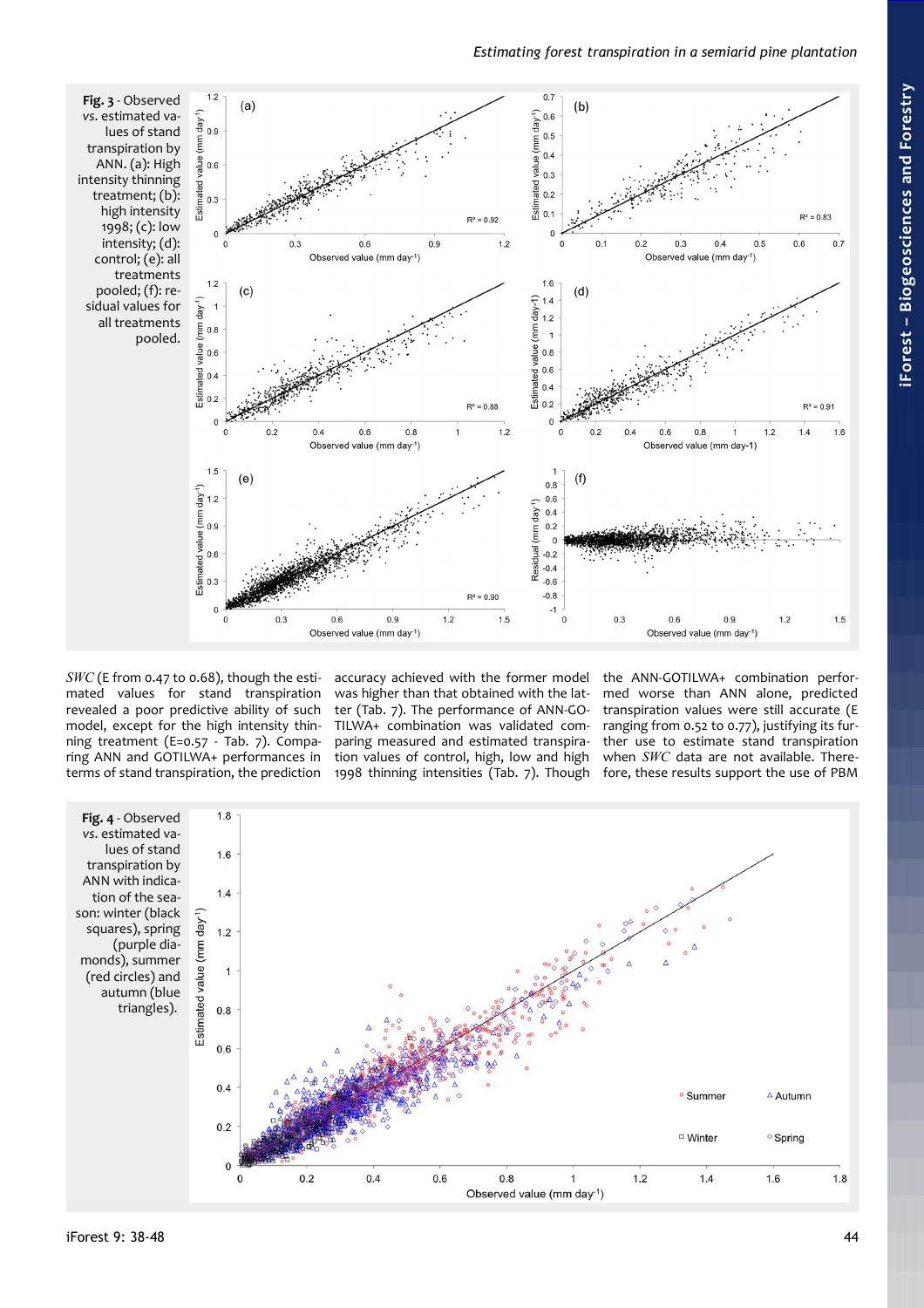**Fig. 3** - Observed *vs.* estimated values of stand transpiration by ANN. (a): High intensity thinning treatment; (b): high intensity 1998; (c): low intensity; (d): control; (e): all treatments pooled; (f): residual values for all treatments pooled.

*SWC* (E from 0.47 to 0.68), though the estimated values for stand transpiration revealed a poor predictive ability of such model, except for the high intensity thinning treatment (E=0.57 - Tab. 7). Comparing ANN and GOTILWA+ performances in terms of stand transpiration, the prediction accuracy achieved with the former model was higher than that obtained with the latter (Tab. 7). The performance of ANN-GOTILWA+ combination was validated comparing measured and estimated transpiration values of control, high, low and high 1998 thinning intensities (Tab. 7). Though the ANN-GOTILWA+ combination performed worse than ANN alone, predicted transpiration values were still accurate (E ranging from 0.52 to 0.77), justifying its further use to estimate stand transpiration when *SWC* data are not available. Therefore, these results support the use of PBM

**Fig. 4** - Observed *vs.* estimated values of stand transpiration by ANN with indication of the season: winter (black squares), spring (purple diamonds), summer (red circles) and autumn (blue triangles).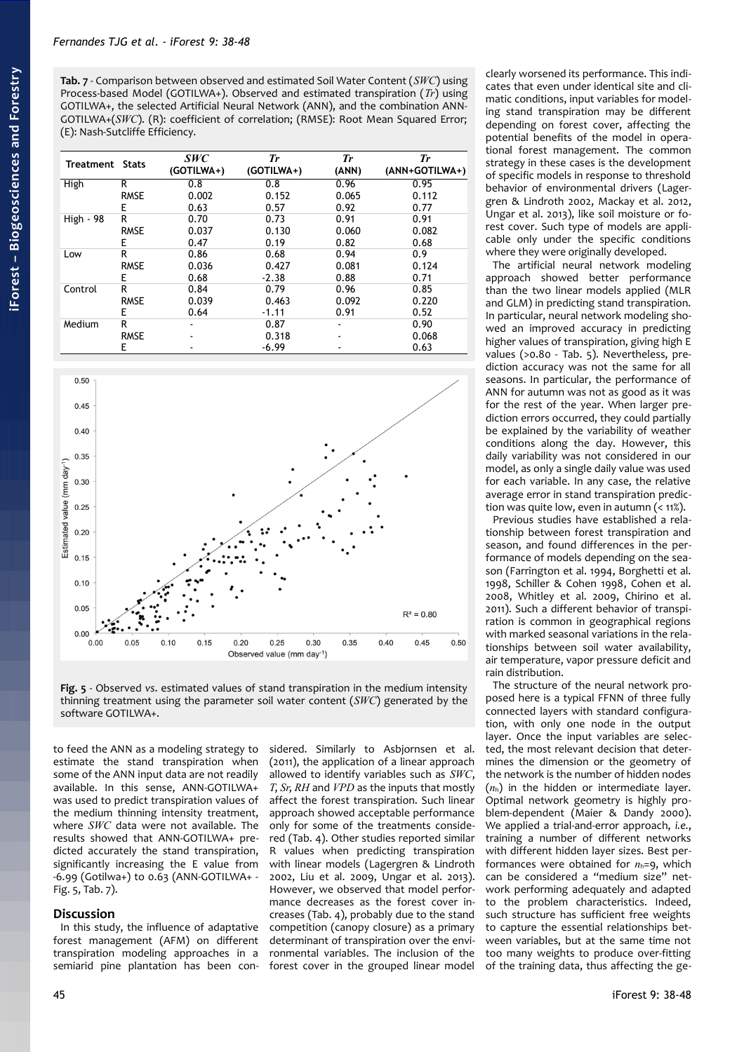**Tab. 7** - Comparison between observed and estimated Soil Water Content (*SWC*) using Process-based Model (GOTILWA+). Observed and estimated transpiration (*Tr*) using GOTILWA+, the selected Artificial Neural Network (ANN), and the combination ANN-GOTILWA+(*SWC*). (R): coefficient of correlation; (RMSE): Root Mean Squared Error; (E): Nash-Sutcliffe Efficiency.

| Treatment | Stats | *SWC* (GOTILWA+) | *Tr* (GOTILWA+) | *Tr* (ANN) | *Tr* (ANN+GOTILWA+) |
|---|---|---|---|---|---|
| High | R | 0.8 | 0.8 | 0.96 | 0.95 |
| | RMSE | 0.002 | 0.152 | 0.065 | 0.112 |
| | E | 0.63 | 0.57 | 0.92 | 0.77 |
| High - 98 | R | 0.70 | 0.73 | 0.91 | 0.91 |
| | RMSE | 0.037 | 0.130 | 0.060 | 0.082 |
| | E | 0.47 | 0.19 | 0.82 | 0.68 |
| Low | R | 0.86 | 0.68 | 0.94 | 0.9 |
| | RMSE | 0.036 | 0.427 | 0.081 | 0.124 |
| | E | 0.68 | -2.38 | 0.88 | 0.71 |
| Control | R | 0.84 | 0.79 | 0.96 | 0.85 |
| | RMSE | 0.039 | 0.463 | 0.092 | 0.220 |
| | E | 0.64 | -1.11 | 0.91 | 0.52 |
| Medium | R | - | 0.87 | - | 0.90 |
| | RMSE | - | 0.318 | - | 0.068 |
| | E | - | -6.99 | - | 0.63 |

**Fig. 5** - Observed *vs.* estimated values of stand transpiration in the medium intensity thinning treatment using the parameter soil water content (*SWC*) generated by the software GOTILWA+.

to feed the ANN as a modeling strategy to estimate the stand transpiration when some of the ANN input data are not readily available. In this sense, ANN-GOTILWA+ was used to predict transpiration values of the medium thinning intensity treatment, where *SWC* data were not available. The results showed that ANN-GOTILWA+ predicted accurately the stand transpiration, significantly increasing the E value from -6.99 (Gotilwa+) to 0.63 (ANN-GOTILWA+ - Fig. 5, Tab. 7).

## Discussion

In this study, the influence of adaptative forest management (AFM) on different transpiration modeling approaches in a semiarid pine plantation has been considered. Similarly to Asbjornsen et al. (2011), the application of a linear approach allowed to identify variables such as *SWC*, *T*, *Sr*, *RH* and *VPD* as the inputs that mostly affect the forest transpiration. Such linear approach showed acceptable performance only for some of the treatments considered (Tab. 4). Other studies reported similar R values when predicting transpiration with linear models (Lagergren & Lindroth 2002, Liu et al. 2009, Ungar et al. 2013). However, we observed that model performance decreases as the forest cover increases (Tab. 4), probably due to the stand competition (canopy closure) as a primary determinant of transpiration over the environmental variables. The inclusion of the forest cover in the grouped linear model clearly worsened its performance. This indicates that even under identical site and climatic conditions, input variables for modeling stand transpiration may be different depending on forest cover, affecting the potential benefits of the model in operational forest management. The common strategy in these cases is the development of specific models in response to threshold behavior of environmental drivers (Lagergren & Lindroth 2002, Mackay et al. 2012, Ungar et al. 2013), like soil moisture or forest cover. Such type of models are applicable only under the specific conditions where they were originally developed.

The artificial neural network modeling approach showed better performance than the two linear models applied (MLR and GLM) in predicting stand transpiration. In particular, neural network modeling showed an improved accuracy in predicting higher values of transpiration, giving high E values (>0.80 - Tab. 5). Nevertheless, prediction accuracy was not the same for all seasons. In particular, the performance of ANN for autumn was not as good as it was for the rest of the year. When larger prediction errors occurred, they could partially be explained by the variability of weather conditions along the day. However, this daily variability was not considered in our model, as only a single daily value was used for each variable. In any case, the relative average error in stand transpiration prediction was quite low, even in autumn (< 11%).

Previous studies have established a relationship between forest transpiration and season, and found differences in the performance of models depending on the season (Farrington et al. 1994, Borghetti et al. 1998, Schiller & Cohen 1998, Cohen et al. 2008, Whitley et al. 2009, Chirino et al. 2011). Such a different behavior of transpiration is common in geographical regions with marked seasonal variations in the relationships between soil water availability, air temperature, vapor pressure deficit and rain distribution.

The structure of the neural network proposed here is a typical FFNN of three fully connected layers with standard configuration, with only one node in the output layer. Once the input variables are selected, the most relevant decision that determines the dimension or the geometry of the network is the number of hidden nodes ($n_h$) in the hidden or intermediate layer. Optimal network geometry is highly problem-dependent (Maier & Dandy 2000). We applied a trial-and-error approach, *i.e.*, training a number of different networks with different hidden layer sizes. Best performances were obtained for $n_h$=9, which can be considered a "medium size" network performing adequately and adapted to the problem characteristics. Indeed, such structure has sufficient free weights to capture the essential relationships between variables, but at the same time not too many weights to produce over-fitting of the training data, thus affecting the ge-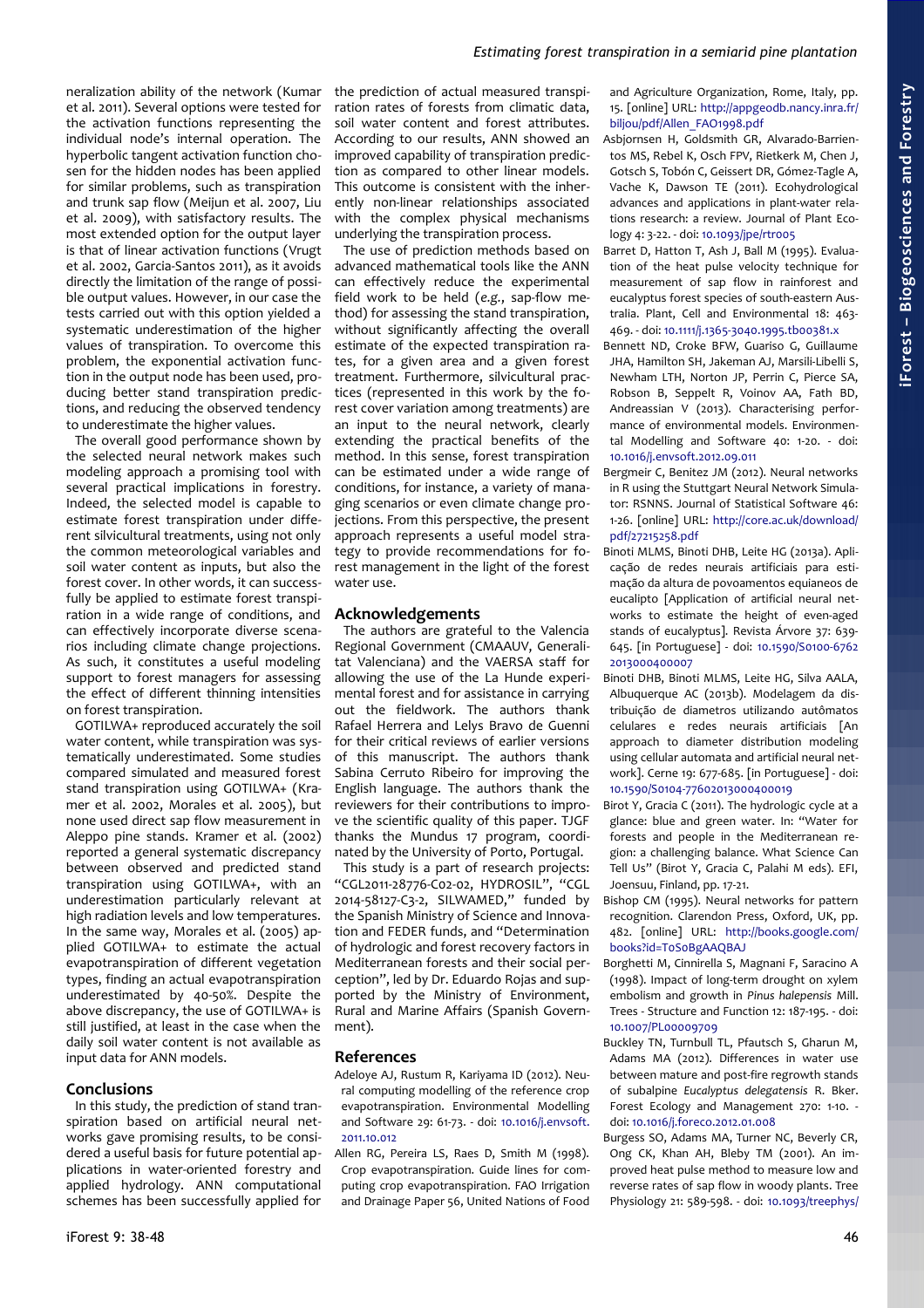neralization ability of the network (Kumar et al. 2011). Several options were tested for the activation functions representing the individual node's internal operation. The hyperbolic tangent activation function chosen for the hidden nodes has been applied for similar problems, such as transpiration and trunk sap flow (Meijun et al. 2007, Liu et al. 2009), with satisfactory results. The most extended option for the output layer is that of linear activation functions (Vrugt et al. 2002, Garcia-Santos 2011), as it avoids directly the limitation of the range of possible output values. However, in our case the tests carried out with this option yielded a systematic underestimation of the higher values of transpiration. To overcome this problem, the exponential activation function in the output node has been used, producing better stand transpiration predictions, and reducing the observed tendency to underestimate the higher values.

The overall good performance shown by the selected neural network makes such modeling approach a promising tool with several practical implications in forestry. Indeed, the selected model is capable to estimate forest transpiration under different silvicultural treatments, using not only the common meteorological variables and soil water content as inputs, but also the forest cover. In other words, it can successfully be applied to estimate forest transpiration in a wide range of conditions, and can effectively incorporate diverse scenarios including climate change projections. As such, it constitutes a useful modeling support to forest managers for assessing the effect of different thinning intensities on forest transpiration.

GOTILWA+ reproduced accurately the soil water content, while transpiration was systematically underestimated. Some studies compared simulated and measured forest stand transpiration using GOTILWA+ (Kramer et al. 2002, Morales et al. 2005), but none used direct sap flow measurement in Aleppo pine stands. Kramer et al. (2002) reported a general systematic discrepancy between observed and predicted stand transpiration using GOTILWA+, with an underestimation particularly relevant at high radiation levels and low temperatures. In the same way, Morales et al. (2005) applied GOTILWA+ to estimate the actual evapotranspiration of different vegetation types, finding an actual evapotranspiration underestimated by 40-50%. Despite the above discrepancy, the use of GOTILWA+ is still justified, at least in the case when the daily soil water content is not available as input data for ANN models.

## Conclusions

In this study, the prediction of stand transpiration based on artificial neural networks gave promising results, to be considered a useful basis for future potential applications in water-oriented forestry and applied hydrology. ANN computational schemes has been successfully applied for the prediction of actual measured transpiration rates of forests from climatic data, soil water content and forest attributes. According to our results, ANN showed an improved capability of transpiration prediction as compared to other linear models. This outcome is consistent with the inherently non-linear relationships associated with the complex physical mechanisms underlying the transpiration process.

The use of prediction methods based on advanced mathematical tools like the ANN can effectively reduce the experimental field work to be held (*e.g.*, sap-flow method) for assessing the stand transpiration, without significantly affecting the overall estimate of the expected transpiration rates, for a given area and a given forest treatment. Furthermore, silvicultural practices (represented in this work by the forest cover variation among treatments) are an input to the neural network, clearly extending the practical benefits of the method. In this sense, forest transpiration can be estimated under a wide range of conditions, for instance, a variety of managing scenarios or even climate change projections. From this perspective, the present approach represents a useful model strategy to provide recommendations for forest management in the light of the forest water use.

## Acknowledgements

The authors are grateful to the Valencia Regional Government (CMAAUV, Generalitat Valenciana) and the VAERSA staff for allowing the use of the La Hunde experimental forest and for assistance in carrying out the fieldwork. The authors thank Rafael Herrera and Lelys Bravo de Guenni for their critical reviews of earlier versions of this manuscript. The authors thank Sabina Cerruto Ribeiro for improving the English language. The authors thank the reviewers for their contributions to improve the scientific quality of this paper. TJGF thanks the Mundus 17 program, coordinated by the University of Porto, Portugal.

This study is a part of research projects: "CGL2011-28776-C02-02, HYDROSIL", "CGL 2014-58127-C3-2, SILWAMED," funded by the Spanish Ministry of Science and Innovation and FEDER funds, and "Determination of hydrologic and forest recovery factors in Mediterranean forests and their social perception", led by Dr. Eduardo Rojas and supported by the Ministry of Environment, Rural and Marine Affairs (Spanish Government).

## References

Adeloye AJ, Rustum R, Kariyama ID (2012). Neural computing modelling of the reference crop evapotranspiration. Environmental Modelling and Software 29: 61-73. - doi: 10.1016/j.envsoft.2011.10.012

Allen RG, Pereira LS, Raes D, Smith M (1998). Crop evapotranspiration. Guide lines for computing crop evapotranspiration. FAO Irrigation and Drainage Paper 56, United Nations of Food and Agriculture Organization, Rome, Italy, pp. 15. [online] URL: http://appgeodb.nancy.inra.fr/biljou/pdf/Allen_FAO1998.pdf

Asbjornsen H, Goldsmith GR, Alvarado-Barrientos MS, Rebel K, Osch FPV, Rietkerk M, Chen J, Gotsch S, Tobón C, Geissert DR, Gómez-Tagle A, Vache K, Dawson TE (2011). Ecohydrological advances and applications in plant-water relations research: a review. Journal of Plant Ecology 4: 3-22. - doi: 10.1093/jpe/rtr005

Barret D, Hatton T, Ash J, Ball M (1995). Evaluation of the heat pulse velocity technique for measurement of sap flow in rainforest and eucalyptus forest species of south-eastern Australia. Plant, Cell and Environmental 18: 463-469. - doi: 10.1111/j.1365-3040.1995.tb00381.x

Bennett ND, Croke BFW, Guariso G, Guillaume JHA, Hamilton SH, Jakeman AJ, Marsili-Libelli S, Newham LTH, Norton JP, Perrin C, Pierce SA, Robson B, Seppelt R, Voinov AA, Fath BD, Andreassian V (2013). Characterising performance of environmental models. Environmental Modelling and Software 40: 1-20. - doi: 10.1016/j.envsoft.2012.09.011

Bergmeir C, Benitez JM (2012). Neural networks in R using the Stuttgart Neural Network Simulator: RSNNS. Journal of Statistical Software 46: 1-26. [online] URL: http://core.ac.uk/download/pdf/27215258.pdf

Binoti MLMS, Binoti DHB, Leite HG (2013a). Aplicação de redes neurais artificiais para estimação da altura de povoamentos equianeos de eucalipto [Application of artificial neural networks to estimate the height of even-aged stands of eucalyptus]. Revista Árvore 37: 639-645. [in Portuguese] - doi: 10.1590/S0100-67622013000400007

Binoti DHB, Binoti MLMS, Leite HG, Silva AALA, Albuquerque AC (2013b). Modelagem da distribuição de diametros utilizando autômatos celulares e redes neurais artificiais [An approach to diameter distribution modeling using cellular automata and artificial neural network]. Cerne 19: 677-685. [in Portuguese] - doi: 10.1590/S0104-77602013000400019

Birot Y, Gracia C (2011). The hydrologic cycle at a glance: blue and green water. In: "Water for forests and people in the Mediterranean region: a challenging balance. What Science Can Tell Us" (Birot Y, Gracia C, Palahi M eds). EFI, Joensuu, Finland, pp. 17-21.

Bishop CM (1995). Neural networks for pattern recognition. Clarendon Press, Oxford, UK, pp. 482. [online] URL: http://books.google.com/books?id=T0S0BgAAQBAJ

Borghetti M, Cinnirella S, Magnani F, Saracino A (1998). Impact of long-term drought on xylem embolism and growth in *Pinus halepensis* Mill. Trees - Structure and Function 12: 187-195. - doi: 10.1007/PL00009709

Buckley TN, Turnbull TL, Pfautsch S, Gharun M, Adams MA (2012). Differences in water use between mature and post-fire regrowth stands of subalpine *Eucalyptus delegatensis* R. Bker. Forest Ecology and Management 270: 1-10. - doi: 10.1016/j.foreco.2012.01.008

Burgess SO, Adams MA, Turner NC, Beverly CR, Ong CK, Khan AH, Bleby TM (2001). An improved heat pulse method to measure low and reverse rates of sap flow in woody plants. Tree Physiology 21: 589-598. - doi: 10.1093/treephys/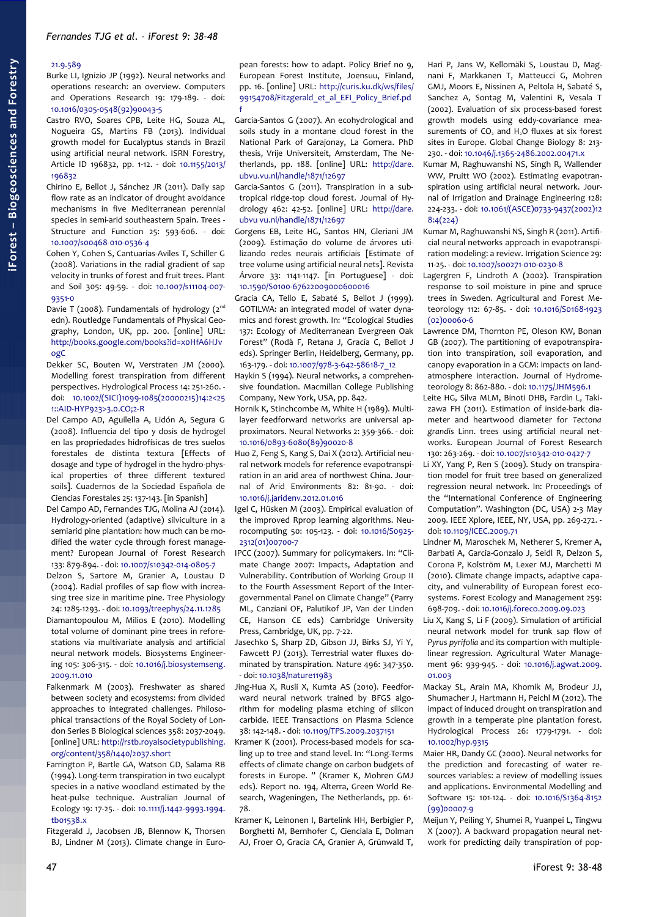21.9.589

Burke LI, Ignizio JP (1992). Neural networks and operations research: an overview. Computers and Operations Research 19: 179-189. - doi: 10.1016/0305-0548(92)90043-5

Castro RVO, Soares CPB, Leite HG, Souza AL, Nogueira GS, Martins FB (2013). Individual growth model for Eucalyptus stands in Brazil using artificial neural network. ISRN Forestry, Article ID 196832, pp. 1-12. - doi: 10.1155/2013/196832

Chirino E, Bellot J, Sánchez JR (2011). Daily sap flow rate as an indicator of drought avoidance mechanisms in five Mediterranean perennial species in semi-arid southeastern Spain. Trees - Structure and Function 25: 593-606. - doi: 10.1007/s00468-010-0536-4

Cohen Y, Cohen S, Cantuarias-Aviles T, Schiller G (2008). Variations in the radial gradient of sap velocity in trunks of forest and fruit trees. Plant and Soil 305: 49-59. - doi: 10.1007/s11104-007-9351-0

Davie T (2008). Fundamentals of hydrology (2nd edn). Routledge Fundamentals of Physical Geography, London, UK, pp. 200. [online] URL: http://books.google.com/books?id=x0HfA6HJvogC

Dekker SC, Bouten W, Verstraten JM (2000). Modelling forest transpiration from different perspectives. Hydrological Process 14: 251-260. - doi: 10.1002/(SICI)1099-1085(20000215)14:2<251::AID-HYP923>3.0.CO;2-R

Del Campo AD, Aguilella A, Lidón A, Segura G (2008). Influencia del tipo y dosis de hydrogel en las propriedades hidrofísicas de tres suelos forestales de distinta textura [Effects of dosage and type of hydrogel in the hydro-physical properties of three different textured soils]. Cuadernos de la Sociedad Española de Ciencias Forestales 25: 137-143. [in Spanish]

Del Campo AD, Fernandes TJG, Molina AJ (2014). Hydrology-oriented (adaptive) silviculture in a semiarid pine plantation: how much can be modified the water cycle through forest management? European Journal of Forest Research 133: 879-894. - doi: 10.1007/s10342-014-0805-7

Delzon S, Sartore M, Granier A, Loustau D (2004). Radial profiles of sap flow with increasing tree size in maritime pine. Tree Physiology 24: 1285-1293. - doi: 10.1093/treephys/24.11.1285

Diamantopoulou M, Milios E (2010). Modelling total volume of dominant pine trees in reforestations via multivariate analysis and artificial neural network models. Biosystems Engineering 105: 306-315. - doi: 10.1016/j.biosystemseng.2009.11.010

Falkenmark M (2003). Freshwater as shared between society and ecosystems: from divided approaches to integrated challenges. Philosophical transactions of the Royal Society of London Series B Biological sciences 358: 2037-2049. [online] URL: http://rstb.royalsocietypublishing.org/content/358/1440/2037.short

Farrington P, Bartle GA, Watson GD, Salama RB (1994). Long-term transpiration in two eucalypt species in a native woodland estimated by the heat-pulse technique. Australian Journal of Ecology 19: 17-25. - doi: 10.1111/j.1442-9993.1994.tb01538.x

Fitzgerald J, Jacobsen JB, Blennow K, Thorsen BJ, Lindner M (2013). Climate change in European forests: how to adapt. Policy Brief no 9, European Forest Institute, Joensuu, Finland, pp. 16. [online] URL: http://curis.ku.dk/ws/files/99154708/Fitzgerald_et_al_EFI_Policy_Brief.pdf

Garcia-Santos G (2007). An ecohydrological and soils study in a montane cloud forest in the National Park of Garajonay, La Gomera. PhD thesis, Vrije Universiteit, Amsterdam, The Netherlands, pp. 188. [online] URL: http://dare.ubvu.vu.nl/handle/1871/12697

Garcia-Santos G (2011). Transpiration in a subtropical ridge-top cloud forest. Journal of Hydrology 462: 42-52. [online] URL: http://dare.ubvu vu.nl/handle/1871/12697

Gorgens EB, Leite HG, Santos HN, Gleriani JM (2009). Estimação do volume de árvores utilizando redes neurais artificiais [Estimate of tree volume using artificial neural nets]. Revista Árvore 33: 1141-1147. [in Portuguese] - doi: 10.1590/S0100-67622009000600016

Gracia CA, Tello E, Sabaté S, Bellot J (1999). GOTILWA: an integrated model of water dynamics and forest growth. In: "Ecological Studies 137: Ecology of Mediterranean Evergreen Oak Forest" (Rodà F, Retana J, Gracia C, Bellot J eds). Springer Berlin, Heidelberg, Germany, pp. 163-179. - doi: 10.1007/978-3-642-58618-7_12

Haykin S (1994). Neural networks, a comprehensive foundation. Macmillan College Publishing Company, New York, USA, pp. 842.

Hornik K, Stinchcombe M, White H (1989). Multilayer feedforward networks are universal approximators. Neural Networks 2: 359-366. - doi: 10.1016/0893-6080(89)90020-8

Huo Z, Feng S, Kang S, Dai X (2012). Artificial neural network models for reference evapotranspiration in an arid area of northwest China. Journal of Arid Environments 82: 81-90. - doi: 10.1016/j.jaridenv.2012.01.016

Igel C, Hüsken M (2003). Empirical evaluation of the improved Rprop learning algorithms. Neurocomputing 50: 105-123. - doi: 10.1016/S0925-2312(01)00700-7

IPCC (2007). Summary for policymakers. In: "Climate Change 2007: Impacts, Adaptation and Vulnerability. Contribution of Working Group II to the Fourth Assessment Report of the Intergovernmental Panel on Climate Change" (Parry ML, Canziani OF, Palutikof JP, Van der Linden CE, Hanson CE eds) Cambridge University Press, Cambridge, UK, pp. 7-22.

Jasechko S, Sharp ZD, Gibson JJ, Birks SJ, Yi Y, Fawcett PJ (2013). Terrestrial water fluxes dominated by transpiration. Nature 496: 347-350. - doi: 10.1038/nature11983

Jing-Hua X, Rusli X, Kumta AS (2010). Feedforward neural network trained by BFGS algorithm for modeling plasma etching of silicon carbide. IEEE Transactions on Plasma Science 38: 142-148. - doi: 10.1109/TPS.2009.2037151

Kramer K (2001). Process-based models for scaling up to tree and stand level. In: "Long-Terms effects of climate change on carbon budgets of forests in Europe. " (Kramer K, Mohren GMJ eds). Report no. 194, Alterra, Green World Research, Wageningen, The Netherlands, pp. 61-78.

Kramer K, Leinonen I, Bartelink HH, Berbigier P, Borghetti M, Bernhofer C, Cienciala E, Dolman AJ, Froer O, Gracia CA, Granier A, Grünwald T, Hari P, Jans W, Kellomäki S, Loustau D, Magnani F, Markkanen T, Matteucci G, Mohren GMJ, Moors E, Nissinen A, Peltola H, Sabaté S, Sanchez A, Sontag M, Valentini R, Vesala T (2002). Evaluation of six process-based forest growth models using eddy-covariance measurements of $CO_2$ and $H_2O$ fluxes at six forest sites in Europe. Global Change Biology 8: 213-230. - doi: 10.1046/j.1365-2486.2002.00471.x

Kumar M, Raghuwanshi NS, Singh R, Wallender WW, Pruitt WO (2002). Estimating evapotranspiration using artificial neural network. Journal of Irrigation and Drainage Engineering 128: 224-233. - doi: 10.1061/(ASCE)0733-9437(2002)128:4(224)

Kumar M, Raghuwanshi NS, Singh R (2011). Artificial neural networks approach in evapotranspiration modeling: a review. Irrigation Science 29: 11-25. - doi: 10.1007/s00271-010-0230-8

Lagergren F, Lindroth A (2002). Transpiration response to soil moisture in pine and spruce trees in Sweden. Agricultural and Forest Meteorology 112: 67-85. - doi: 10.1016/S0168-1923(02)00060-6

Lawrence DM, Thornton PE, Oleson KW, Bonan GB (2007). The partitioning of evapotranspiration into transpiration, soil evaporation, and canopy evaporation in a GCM: impacts on land-atmosphere interaction. Journal of Hydrometeorology 8: 862-880. - doi: 10.1175/JHM596.1

Leite HG, Silva MLM, Binoti DHB, Fardin L, Takizawa FH (2011). Estimation of inside-bark diameter and heartwood diameter for *Tectona grandis* Linn. trees using artificial neural networks. European Journal of Forest Research 130: 263-269. - doi: 10.1007/s10342-010-0427-7

Li XY, Yang P, Ren S (2009). Study on transpiration model for fruit tree based on generalized regression neural network. In: Proceedings of the "International Conference of Engineering Computation". Washington (DC, USA) 2-3 May 2009. IEEE Xplore, IEEE, NY, USA, pp. 269-272. - doi: 10.1109/ICEC.2009.71

Lindner M, Maroschek M, Netherer S, Kremer A, Barbati A, Garcia-Gonzalo J, Seidl R, Delzon S, Corona P, Kolström M, Lexer MJ, Marchetti M (2010). Climate change impacts, adaptive capacity, and vulnerability of European forest ecosystems. Forest Ecology and Management 259: 698-709. - doi: 10.1016/j.foreco.2009.09.023

Liu X, Kang S, Li F (2009). Simulation of artificial neural network model for trunk sap flow of *Pyrus pyrifolia* and its comparison with multiple-linear regression. Agricultural Water Management 96: 939-945. - doi: 10.1016/j.agwat.2009.01.003

Mackay SL, Arain MA, Khomik M, Brodeur JJ, Shumacher J, Hartmann H, Peichl M (2012). The impact of induced drought on transpiration and growth in a temperate pine plantation forest. Hydrological Process 26: 1779-1791. - doi: 10.1002/hyp.9315

Maier HR, Dandy GC (2000). Neural networks for the prediction and forecasting of water resources variables: a review of modelling issues and applications. Environmental Modelling and Software 15: 101-124. - doi: 10.1016/S1364-8152(99)00007-9

Meijun Y, Peiling Y, Shumei R, Yuanpei L, Tingwu X (2007). A backward propagation neural network for predicting daily transpiration of pop-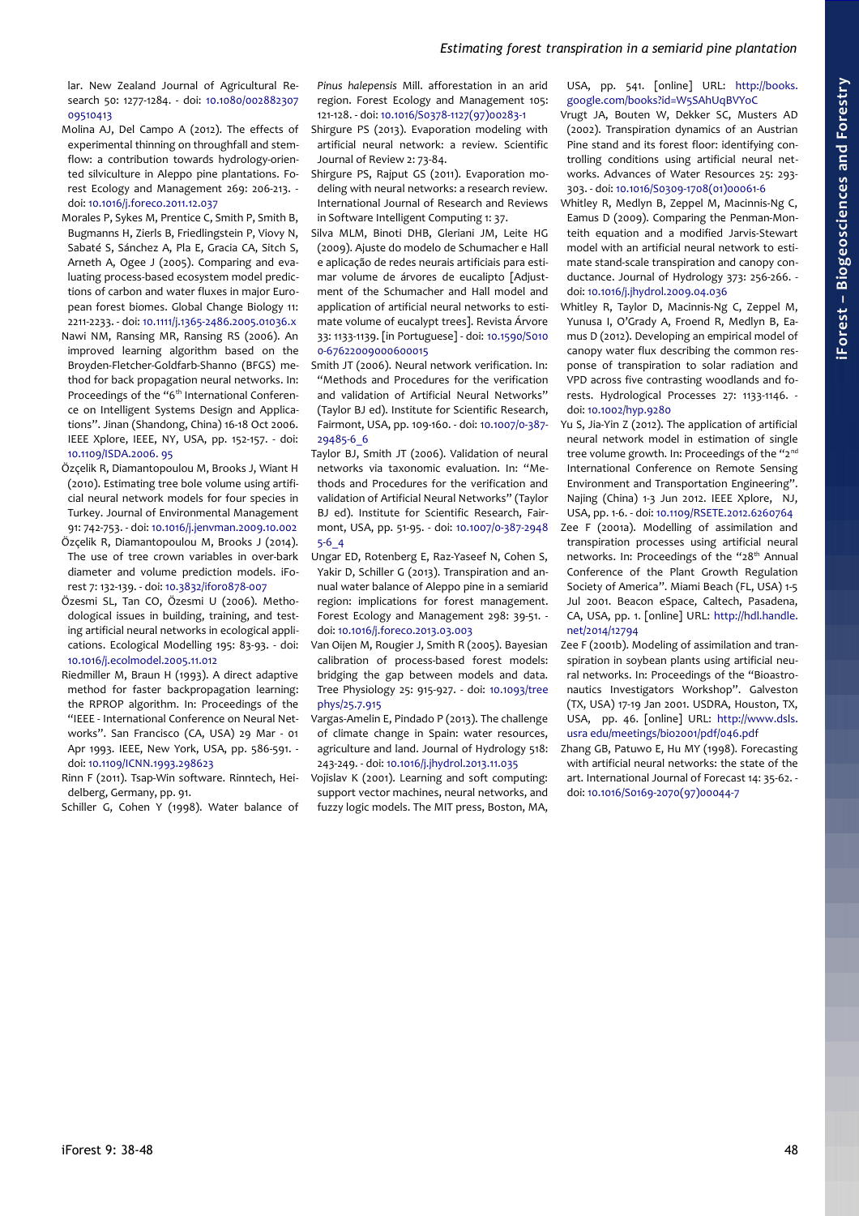lar. New Zealand Journal of Agricultural Research 50: 1277-1284. - doi: 10.1080/00288230709510413

Molina AJ, Del Campo A (2012). The effects of experimental thinning on throughfall and stemflow: a contribution towards hydrology-oriented silviculture in Aleppo pine plantations. Forest Ecology and Management 269: 206-213. - doi: 10.1016/j.foreco.2011.12.037

Morales P, Sykes M, Prentice C, Smith P, Smith B, Bugmanns H, Zierls B, Friedlingstein P, Viovy N, Sabaté S, Sánchez A, Pla E, Gracia CA, Sitch S, Arneth A, Ogee J (2005). Comparing and evaluating process-based ecosystem model predictions of carbon and water fluxes in major European forest biomes. Global Change Biology 11: 2211-2233. - doi: 10.1111/j.1365-2486.2005.01036.x

Nawi NM, Ransing MR, Ransing RS (2006). An improved learning algorithm based on the Broyden-Fletcher-Goldfarb-Shanno (BFGS) method for back propagation neural networks. In: Proceedings of the "6th International Conference on Intelligent Systems Design and Applications". Jinan (Shandong, China) 16-18 Oct 2006. IEEE Xplore, IEEE, NY, USA, pp. 152-157. - doi: 10.1109/ISDA.2006. 95

Özçelik R, Diamantopoulou M, Brooks J, Wiant H (2010). Estimating tree bole volume using artificial neural network models for four species in Turkey. Journal of Environmental Management 91: 742-753. - doi: 10.1016/j.jenvman.2009.10.002

Özçelik R, Diamantopoulou M, Brooks J (2014). The use of tree crown variables in over-bark diameter and volume prediction models. iForest 7: 132-139. - doi: 10.3832/ifor0878-007

Özesmi SL, Tan CO, Özesmi U (2006). Methodological issues in building, training, and testing artificial neural networks in ecological applications. Ecological Modelling 195: 83-93. - doi: 10.1016/j.ecolmodel.2005.11.012

Riedmiller M, Braun H (1993). A direct adaptive method for faster backpropagation learning: the RPROP algorithm. In: Proceedings of the "IEEE - International Conference on Neural Networks". San Francisco (CA, USA) 29 Mar - 01 Apr 1993. IEEE, New York, USA, pp. 586-591. - doi: 10.1109/ICNN.1993.298623

Rinn F (2011). Tsap-Win software. Rinntech, Heidelberg, Germany, pp. 91.

Schiller G, Cohen Y (1998). Water balance of *Pinus halepensis* Mill. afforestation in an arid region. Forest Ecology and Management 105: 121-128. - doi: 10.1016/S0378-1127(97)00283-1

Shirgure PS (2013). Evaporation modeling with artificial neural network: a review. Scientific Journal of Review 2: 73-84.

Shirgure PS, Rajput GS (2011). Evaporation modeling with neural networks: a research review. International Journal of Research and Reviews in Software Intelligent Computing 1: 37.

Silva MLM, Binoti DHB, Gleriani JM, Leite HG (2009). Ajuste do modelo de Schumacher e Hall e aplicação de redes neurais artificiais para estimar volume de árvores de eucalipto [Adjustment of the Schumacher and Hall model and application of artificial neural networks to estimate volume of eucalypt trees]. Revista Árvore 33: 1133-1139. [in Portuguese] - doi: 10.1590/S0100-67622009000600015

Smith JT (2006). Neural network verification. In: "Methods and Procedures for the verification and validation of Artificial Neural Networks" (Taylor BJ ed). Institute for Scientific Research, Fairmont, USA, pp. 109-160. - doi: 10.1007/0-387-29485-6_6

Taylor BJ, Smith JT (2006). Validation of neural networks via taxonomic evaluation. In: "Methods and Procedures for the verification and validation of Artificial Neural Networks" (Taylor BJ ed). Institute for Scientific Research, Fairmont, USA, pp. 51-95. - doi: 10.1007/0-387-29485-6_4

Ungar ED, Rotenberg E, Raz-Yaseef N, Cohen S, Yakir D, Schiller G (2013). Transpiration and annual water balance of Aleppo pine in a semiarid region: implications for forest management. Forest Ecology and Management 298: 39-51. - doi: 10.1016/j.foreco.2013.03.003

Van Oijen M, Rougier J, Smith R (2005). Bayesian calibration of process-based forest models: bridging the gap between models and data. Tree Physiology 25: 915-927. - doi: 10.1093/treephys/25.7.915

Vargas-Amelin E, Pindado P (2013). The challenge of climate change in Spain: water resources, agriculture and land. Journal of Hydrology 518: 243-249. - doi: 10.1016/j.jhydrol.2013.11.035

Vojislav K (2001). Learning and soft computing: support vector machines, neural networks, and fuzzy logic models. The MIT press, Boston, MA, USA, pp. 541. [online] URL: http://books.google.com/books?id=W5SAhUqBVYoC

Vrugt JA, Bouten W, Dekker SC, Musters AD (2002). Transpiration dynamics of an Austrian Pine stand and its forest floor: identifying controlling conditions using artificial neural networks. Advances of Water Resources 25: 293-303. - doi: 10.1016/S0309-1708(01)00061-6

Whitley R, Medlyn B, Zeppel M, Macinnis-Ng C, Eamus D (2009). Comparing the Penman-Monteith equation and a modified Jarvis-Stewart model with an artificial neural network to estimate stand-scale transpiration and canopy conductance. Journal of Hydrology 373: 256-266. - doi: 10.1016/j.jhydrol.2009.04.036

Whitley R, Taylor D, Macinnis-Ng C, Zeppel M, Yunusa I, O'Grady A, Froend R, Medlyn B, Eamus D (2012). Developing an empirical model of canopy water flux describing the common response of transpiration to solar radiation and VPD across five contrasting woodlands and forests. Hydrological Processes 27: 1133-1146. - doi: 10.1002/hyp.9280

Yu S, Jia-Yin Z (2012). The application of artificial neural network model in estimation of single tree volume growth. In: Proceedings of the "2nd International Conference on Remote Sensing Environment and Transportation Engineering". Najing (China) 1-3 Jun 2012. IEEE Xplore, NJ, USA, pp. 1-6. - doi: 10.1109/RSETE.2012.6260764

Zee F (2001a). Modelling of assimilation and transpiration processes using artificial neural networks. In: Proceedings of the "28th Annual Conference of the Plant Growth Regulation Society of America". Miami Beach (FL, USA) 1-5 Jul 2001. Beacon eSpace, Caltech, Pasadena, CA, USA, pp. 1. [online] URL: http://hdl.handle.net/2014/12794

Zee F (2001b). Modeling of assimilation and transpiration in soybean plants using artificial neural networks. In: Proceedings of the "Bioastronautics Investigators Workshop". Galveston (TX, USA) 17-19 Jan 2001. USDRA, Houston, TX, USA, pp. 46. [online] URL: http://www.dsls.usra edu/meetings/bio2001/pdf/046.pdf

Zhang GB, Patuwo E, Hu MY (1998). Forecasting with artificial neural networks: the state of the art. International Journal of Forecast 14: 35-62. - doi: 10.1016/S0169-2070(97)00044-7